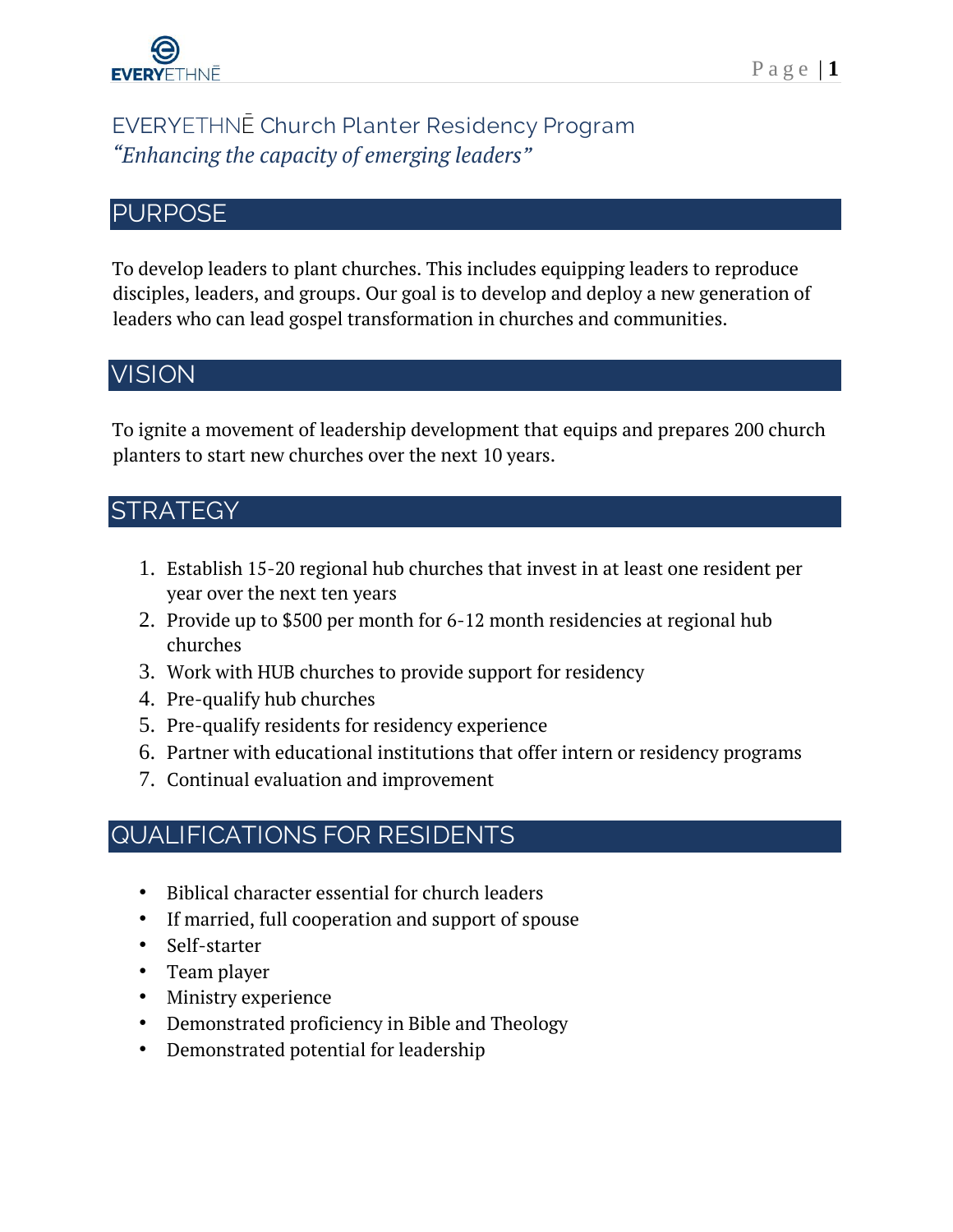# EVERYETHNĒ Church Planter Residency Program

*"Enhancing the capacity of emerging leaders"*

## PURPOSE

To develop leaders to plant churches. This includes equipping leaders to reproduce disciples, leaders, and groups. Our goal is to develop and deploy a new generation of leaders who can lead gospel transformation in churches and communities.

## VISION

To ignite a movement of leadership development that equips and prepares 200 church planters to start new churches over the next 10 years.

## STRATEGY

1. Establish 15-20 regional hub churches that invest in at least one resident per year over the next ten years
2. Provide up to $500 per month for 6-12 month residencies at regional hub churches
3. Work with HUB churches to provide support for residency
4. Pre-qualify hub churches
5. Pre-qualify residents for residency experience
6. Partner with educational institutions that offer intern or residency programs
7. Continual evaluation and improvement

## QUALIFICATIONS FOR RESIDENTS

- Biblical character essential for church leaders
- If married, full cooperation and support of spouse
- Self-starter
- Team player
- Ministry experience
- Demonstrated proficiency in Bible and Theology
- Demonstrated potential for leadership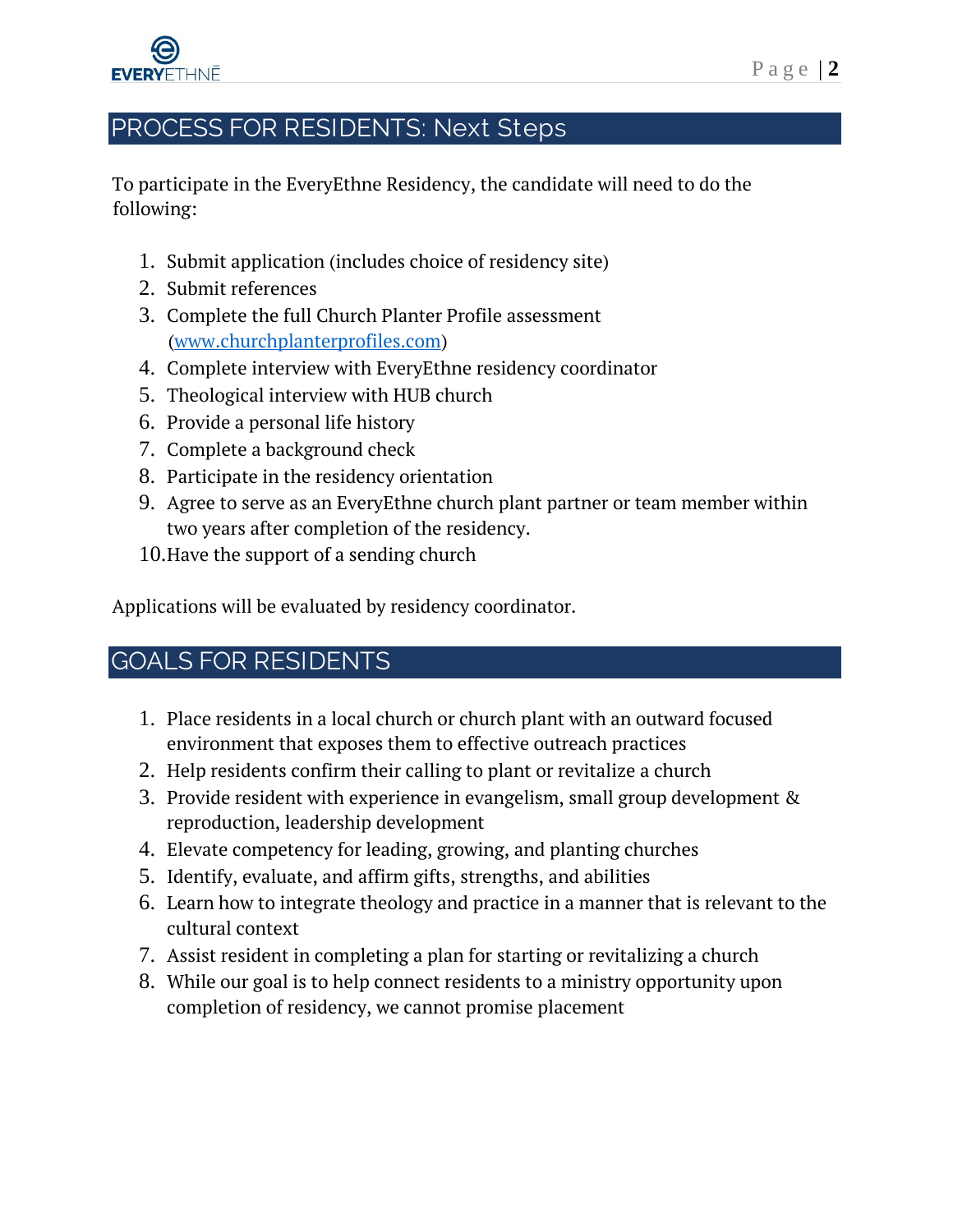## PROCESS FOR RESIDENTS: Next Steps

To participate in the EveryEthne Residency, the candidate will need to do the following:

1. Submit application (includes choice of residency site)
2. Submit references
3. Complete the full Church Planter Profile assessment (www.churchplanterprofiles.com)
4. Complete interview with EveryEthne residency coordinator
5. Theological interview with HUB church
6. Provide a personal life history
7. Complete a background check
8. Participate in the residency orientation
9. Agree to serve as an EveryEthne church plant partner or team member within two years after completion of the residency.
10. Have the support of a sending church

Applications will be evaluated by residency coordinator.

## GOALS FOR RESIDENTS

1. Place residents in a local church or church plant with an outward focused environment that exposes them to effective outreach practices
2. Help residents confirm their calling to plant or revitalize a church
3. Provide resident with experience in evangelism, small group development & reproduction, leadership development
4. Elevate competency for leading, growing, and planting churches
5. Identify, evaluate, and affirm gifts, strengths, and abilities
6. Learn how to integrate theology and practice in a manner that is relevant to the cultural context
7. Assist resident in completing a plan for starting or revitalizing a church
8. While our goal is to help connect residents to a ministry opportunity upon completion of residency, we cannot promise placement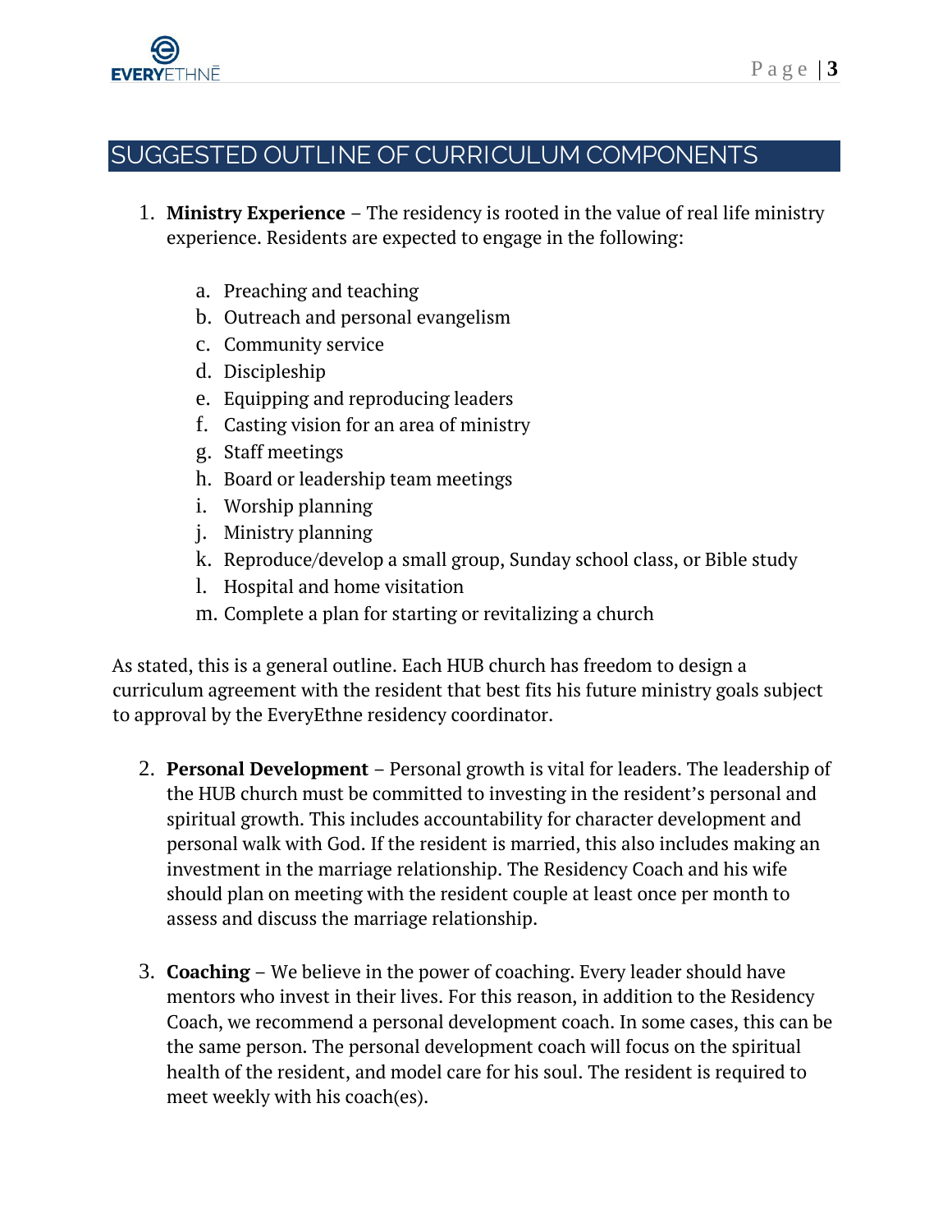## SUGGESTED OUTLINE OF CURRICULUM COMPONENTS

1. **Ministry Experience** – The residency is rooted in the value of real life ministry experience. Residents are expected to engage in the following:

   a. Preaching and teaching
   b. Outreach and personal evangelism
   c. Community service
   d. Discipleship
   e. Equipping and reproducing leaders
   f. Casting vision for an area of ministry
   g. Staff meetings
   h. Board or leadership team meetings
   i. Worship planning
   j. Ministry planning
   k. Reproduce/develop a small group, Sunday school class, or Bible study
   l. Hospital and home visitation
   m. Complete a plan for starting or revitalizing a church

As stated, this is a general outline. Each HUB church has freedom to design a curriculum agreement with the resident that best fits his future ministry goals subject to approval by the EveryEthne residency coordinator.

2. **Personal Development** – Personal growth is vital for leaders. The leadership of the HUB church must be committed to investing in the resident's personal and spiritual growth. This includes accountability for character development and personal walk with God. If the resident is married, this also includes making an investment in the marriage relationship. The Residency Coach and his wife should plan on meeting with the resident couple at least once per month to assess and discuss the marriage relationship.

3. **Coaching** – We believe in the power of coaching. Every leader should have mentors who invest in their lives. For this reason, in addition to the Residency Coach, we recommend a personal development coach. In some cases, this can be the same person. The personal development coach will focus on the spiritual health of the resident, and model care for his soul. The resident is required to meet weekly with his coach(es).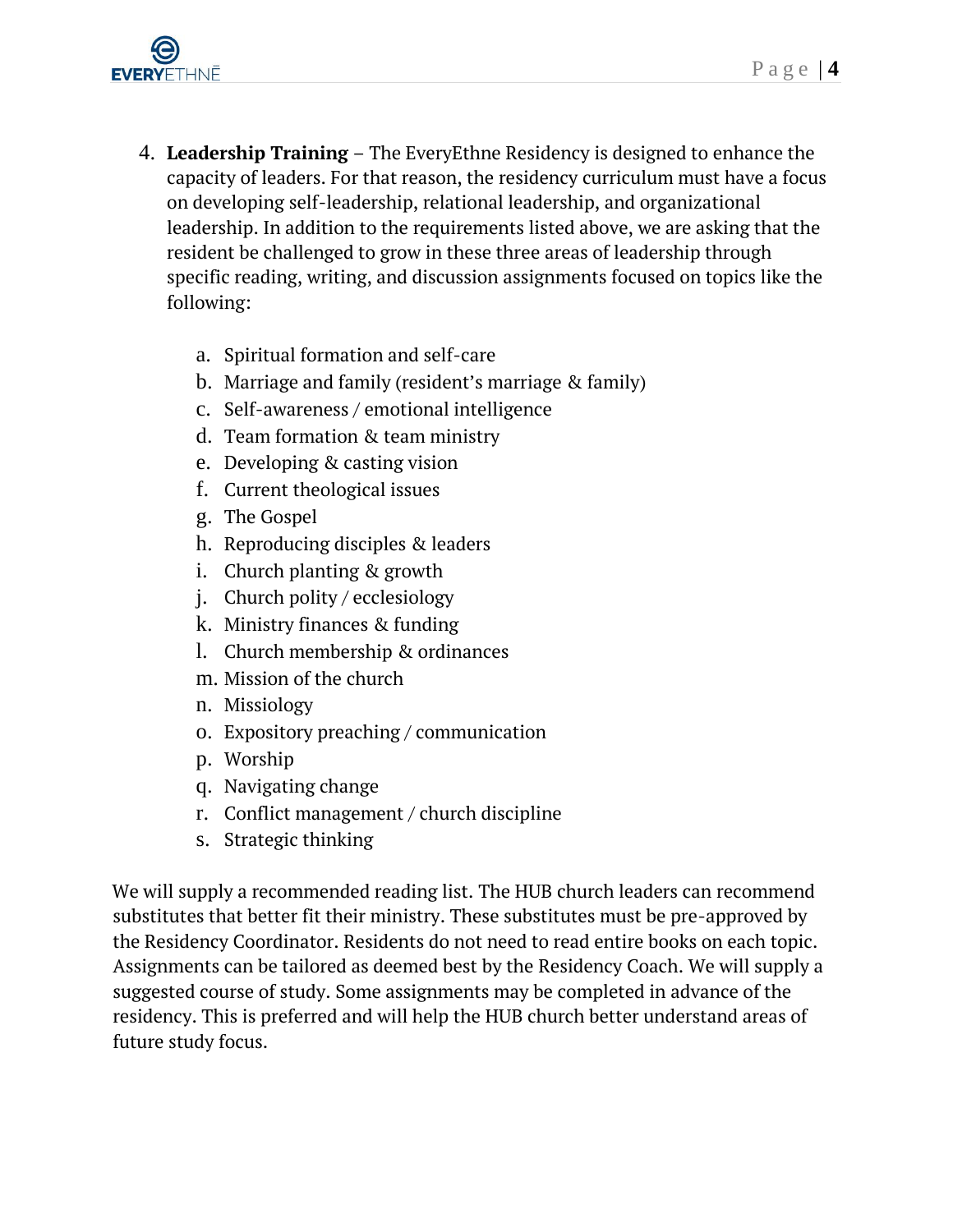4. **Leadership Training** – The EveryEthne Residency is designed to enhance the capacity of leaders. For that reason, the residency curriculum must have a focus on developing self-leadership, relational leadership, and organizational leadership. In addition to the requirements listed above, we are asking that the resident be challenged to grow in these three areas of leadership through specific reading, writing, and discussion assignments focused on topics like the following:

    a. Spiritual formation and self-care
    b. Marriage and family (resident's marriage & family)
    c. Self-awareness / emotional intelligence
    d. Team formation & team ministry
    e. Developing & casting vision
    f. Current theological issues
    g. The Gospel
    h. Reproducing disciples & leaders
    i. Church planting & growth
    j. Church polity / ecclesiology
    k. Ministry finances & funding
    l. Church membership & ordinances
    m. Mission of the church
    n. Missiology
    o. Expository preaching / communication
    p. Worship
    q. Navigating change
    r. Conflict management / church discipline
    s. Strategic thinking

We will supply a recommended reading list. The HUB church leaders can recommend substitutes that better fit their ministry. These substitutes must be pre-approved by the Residency Coordinator. Residents do not need to read entire books on each topic. Assignments can be tailored as deemed best by the Residency Coach. We will supply a suggested course of study. Some assignments may be completed in advance of the residency. This is preferred and will help the HUB church better understand areas of future study focus.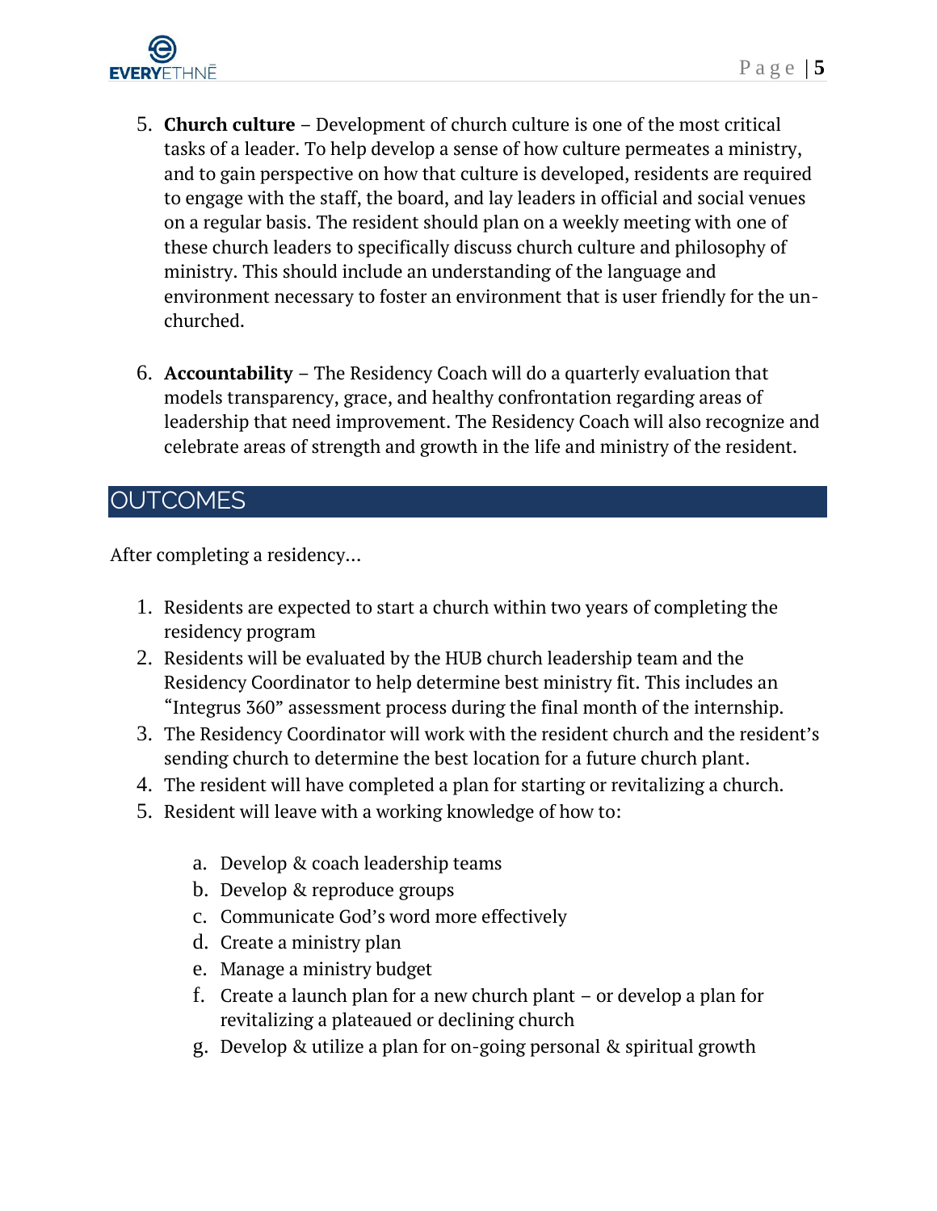5. **Church culture** – Development of church culture is one of the most critical tasks of a leader. To help develop a sense of how culture permeates a ministry, and to gain perspective on how that culture is developed, residents are required to engage with the staff, the board, and lay leaders in official and social venues on a regular basis. The resident should plan on a weekly meeting with one of these church leaders to specifically discuss church culture and philosophy of ministry. This should include an understanding of the language and environment necessary to foster an environment that is user friendly for the un-churched.

6. **Accountability** – The Residency Coach will do a quarterly evaluation that models transparency, grace, and healthy confrontation regarding areas of leadership that need improvement. The Residency Coach will also recognize and celebrate areas of strength and growth in the life and ministry of the resident.

## OUTCOMES

After completing a residency…

1. Residents are expected to start a church within two years of completing the residency program
2. Residents will be evaluated by the HUB church leadership team and the Residency Coordinator to help determine best ministry fit. This includes an "Integrus 360" assessment process during the final month of the internship.
3. The Residency Coordinator will work with the resident church and the resident's sending church to determine the best location for a future church plant.
4. The resident will have completed a plan for starting or revitalizing a church.
5. Resident will leave with a working knowledge of how to:

    a. Develop & coach leadership teams
    b. Develop & reproduce groups
    c. Communicate God's word more effectively
    d. Create a ministry plan
    e. Manage a ministry budget
    f. Create a launch plan for a new church plant – or develop a plan for revitalizing a plateaued or declining church
    g. Develop & utilize a plan for on-going personal & spiritual growth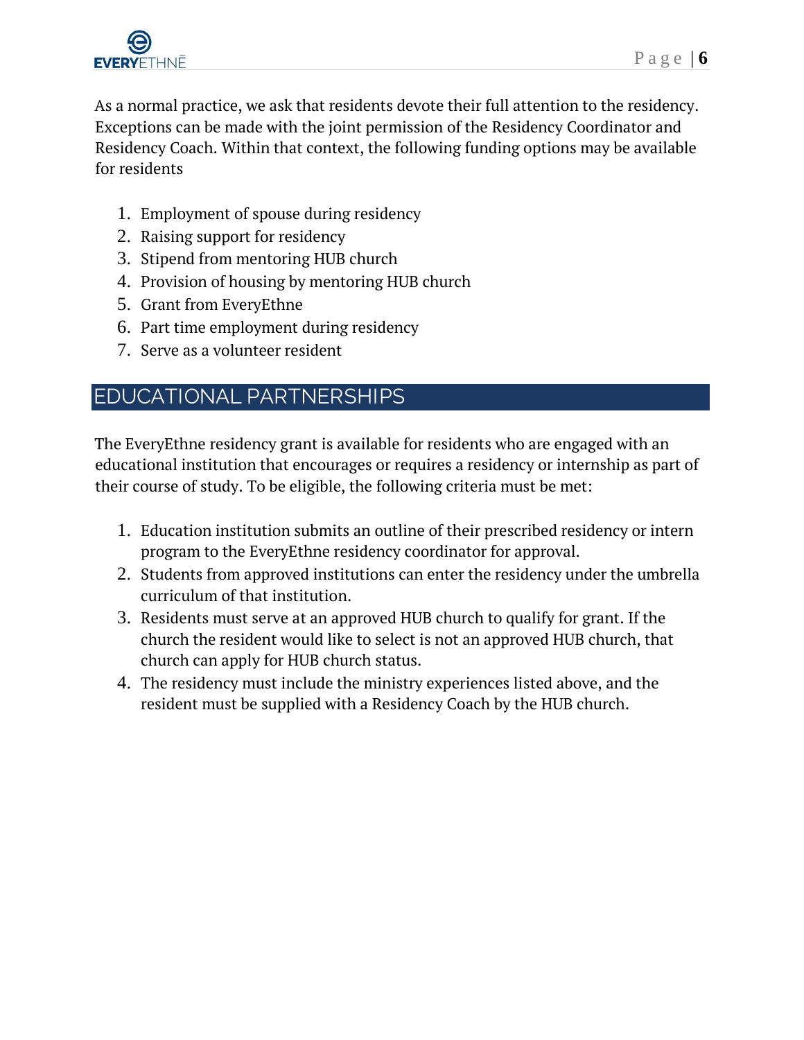As a normal practice, we ask that residents devote their full attention to the residency. Exceptions can be made with the joint permission of the Residency Coordinator and Residency Coach. Within that context, the following funding options may be available for residents

1. Employment of spouse during residency
2. Raising support for residency
3. Stipend from mentoring HUB church
4. Provision of housing by mentoring HUB church
5. Grant from EveryEthne
6. Part time employment during residency
7. Serve as a volunteer resident

## EDUCATIONAL PARTNERSHIPS

The EveryEthne residency grant is available for residents who are engaged with an educational institution that encourages or requires a residency or internship as part of their course of study. To be eligible, the following criteria must be met:

1. Education institution submits an outline of their prescribed residency or intern program to the EveryEthne residency coordinator for approval.
2. Students from approved institutions can enter the residency under the umbrella curriculum of that institution.
3. Residents must serve at an approved HUB church to qualify for grant. If the church the resident would like to select is not an approved HUB church, that church can apply for HUB church status.
4. The residency must include the ministry experiences listed above, and the resident must be supplied with a Residency Coach by the HUB church.